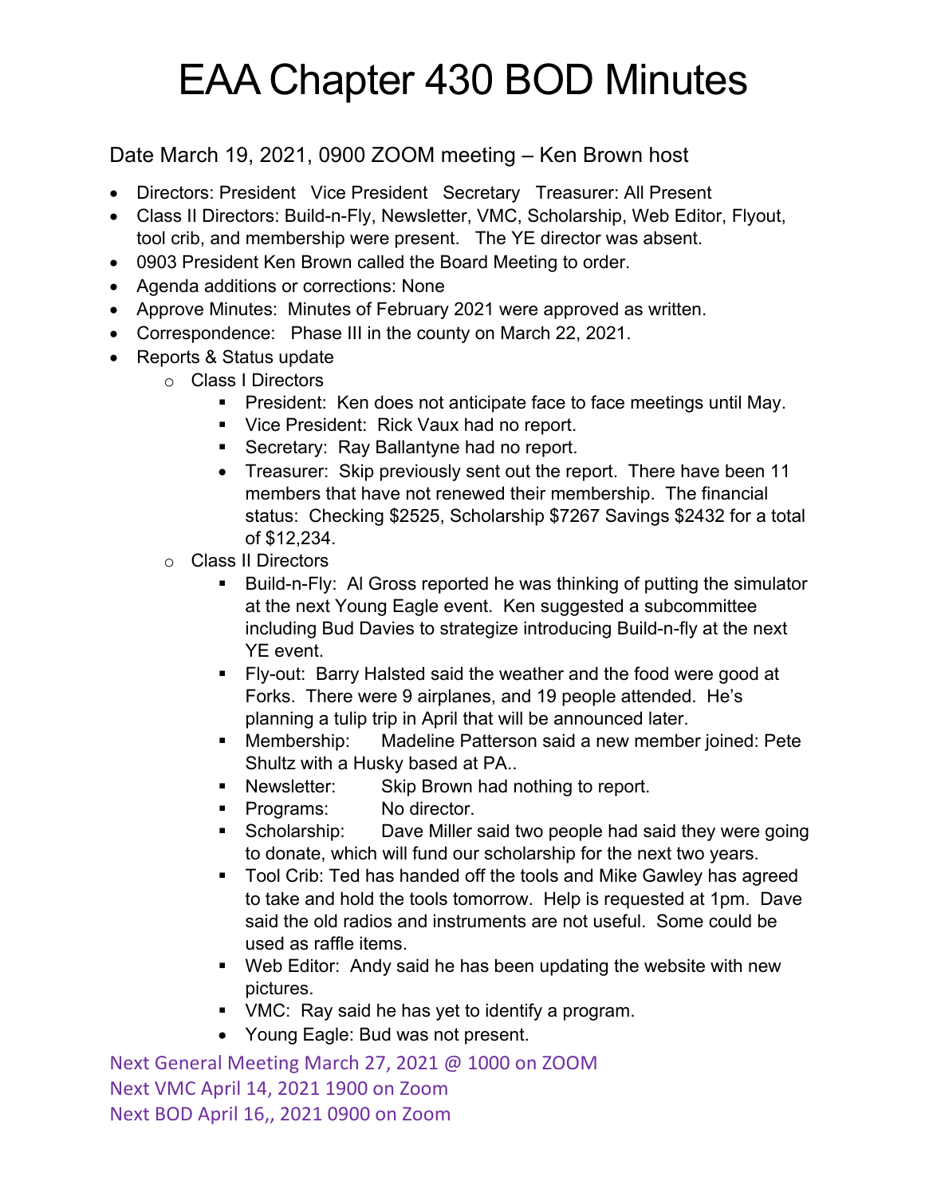# EAA Chapter 430 BOD Minutes

Date March 19, 2021, 0900 ZOOM meeting – Ken Brown host

- Directors: President Vice President Secretary Treasurer: All Present
- Class II Directors: Build-n-Fly, Newsletter, VMC, Scholarship, Web Editor, Flyout, tool crib, and membership were present. The YE director was absent.
- 0903 President Ken Brown called the Board Meeting to order.
- Agenda additions or corrections: None
- Approve Minutes: Minutes of February 2021 were approved as written.
- Correspondence: Phase III in the county on March 22, 2021.
- Reports & Status update
  - Class I Directors
    - President: Ken does not anticipate face to face meetings until May.
    - Vice President: Rick Vaux had no report.
    - Secretary: Ray Ballantyne had no report.
    - Treasurer: Skip previously sent out the report. There have been 11 members that have not renewed their membership. The financial status: Checking $2525, Scholarship $7267 Savings $2432 for a total of $12,234.
  - Class II Directors
    - Build-n-Fly: Al Gross reported he was thinking of putting the simulator at the next Young Eagle event. Ken suggested a subcommittee including Bud Davies to strategize introducing Build-n-fly at the next YE event.
    - Fly-out: Barry Halsted said the weather and the food were good at Forks. There were 9 airplanes, and 19 people attended. He's planning a tulip trip in April that will be announced later.
    - Membership: Madeline Patterson said a new member joined: Pete Shultz with a Husky based at PA..
    - Newsletter: Skip Brown had nothing to report.
    - Programs: No director.
    - Scholarship: Dave Miller said two people had said they were going to donate, which will fund our scholarship for the next two years.
    - Tool Crib: Ted has handed off the tools and Mike Gawley has agreed to take and hold the tools tomorrow. Help is requested at 1pm. Dave said the old radios and instruments are not useful. Some could be used as raffle items.
    - Web Editor: Andy said he has been updating the website with new pictures.
    - VMC: Ray said he has yet to identify a program.
    - Young Eagle: Bud was not present.

Next General Meeting March 27, 2021 @ 1000 on ZOOM
Next VMC April 14, 2021 1900 on Zoom
Next BOD April 16,, 2021 0900 on Zoom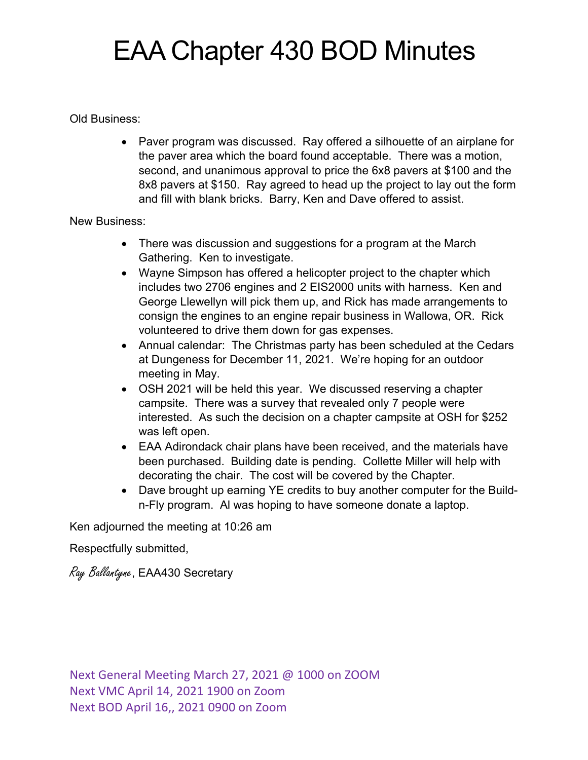# EAA Chapter 430 BOD Minutes

Old Business:

- Paver program was discussed. Ray offered a silhouette of an airplane for the paver area which the board found acceptable. There was a motion, second, and unanimous approval to price the 6x8 pavers at $100 and the 8x8 pavers at $150. Ray agreed to head up the project to lay out the form and fill with blank bricks. Barry, Ken and Dave offered to assist.

New Business:

- There was discussion and suggestions for a program at the March Gathering. Ken to investigate.
- Wayne Simpson has offered a helicopter project to the chapter which includes two 2706 engines and 2 EIS2000 units with harness. Ken and George Llewellyn will pick them up, and Rick has made arrangements to consign the engines to an engine repair business in Wallowa, OR. Rick volunteered to drive them down for gas expenses.
- Annual calendar: The Christmas party has been scheduled at the Cedars at Dungeness for December 11, 2021. We're hoping for an outdoor meeting in May.
- OSH 2021 will be held this year. We discussed reserving a chapter campsite. There was a survey that revealed only 7 people were interested. As such the decision on a chapter campsite at OSH for $252 was left open.
- EAA Adirondack chair plans have been received, and the materials have been purchased. Building date is pending. Collette Miller will help with decorating the chair. The cost will be covered by the Chapter.
- Dave brought up earning YE credits to buy another computer for the Build-n-Fly program. Al was hoping to have someone donate a laptop.

Ken adjourned the meeting at 10:26 am

Respectfully submitted,

*Ray Ballantyne*, EAA430 Secretary

Next General Meeting March 27, 2021 @ 1000 on ZOOM
Next VMC April 14, 2021 1900 on Zoom
Next BOD April 16,, 2021 0900 on Zoom